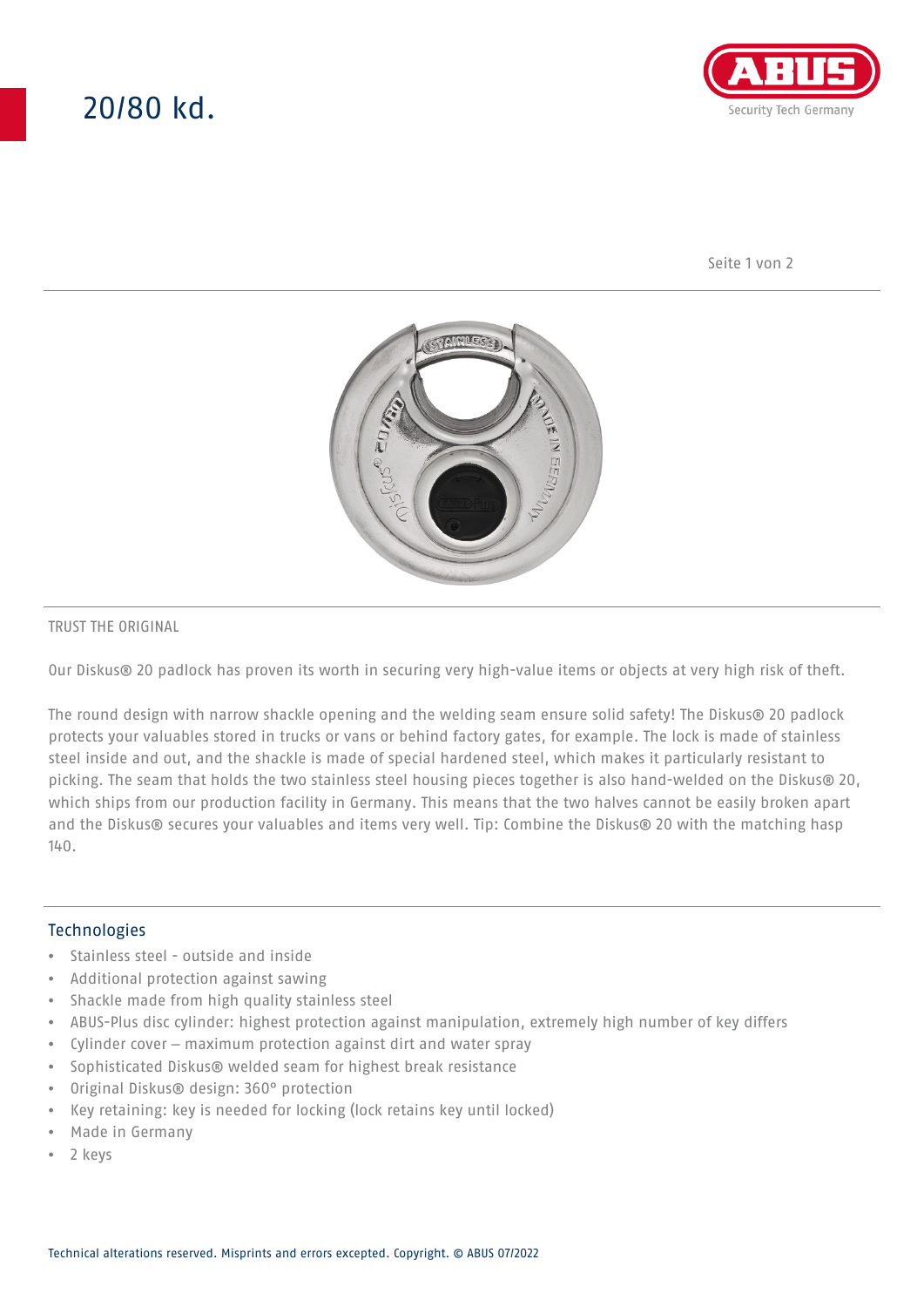# 20/80 kd.

TRUST THE ORIGINAL

Our Diskus® 20 padlock has proven its worth in securing very high-value items or objects at very high risk of theft.

The round design with narrow shackle opening and the welding seam ensure solid safety! The Diskus® 20 padlock protects your valuables stored in trucks or vans or behind factory gates, for example. The lock is made of stainless steel inside and out, and the shackle is made of special hardened steel, which makes it particularly resistant to picking. The seam that holds the two stainless steel housing pieces together is also hand-welded on the Diskus® 20, which ships from our production facility in Germany. This means that the two halves cannot be easily broken apart and the Diskus® secures your valuables and items very well. Tip: Combine the Diskus® 20 with the matching hasp 140.

## Technologies

- Stainless steel - outside and inside
- Additional protection against sawing
- Shackle made from high quality stainless steel
- ABUS-Plus disc cylinder: highest protection against manipulation, extremely high number of key differs
- Cylinder cover – maximum protection against dirt and water spray
- Sophisticated Diskus® welded seam for highest break resistance
- Original Diskus® design: 360° protection
- Key retaining: key is needed for locking (lock retains key until locked)
- Made in Germany
- 2 keys

Technical alterations reserved. Misprints and errors excepted. Copyright. © ABUS 07/2022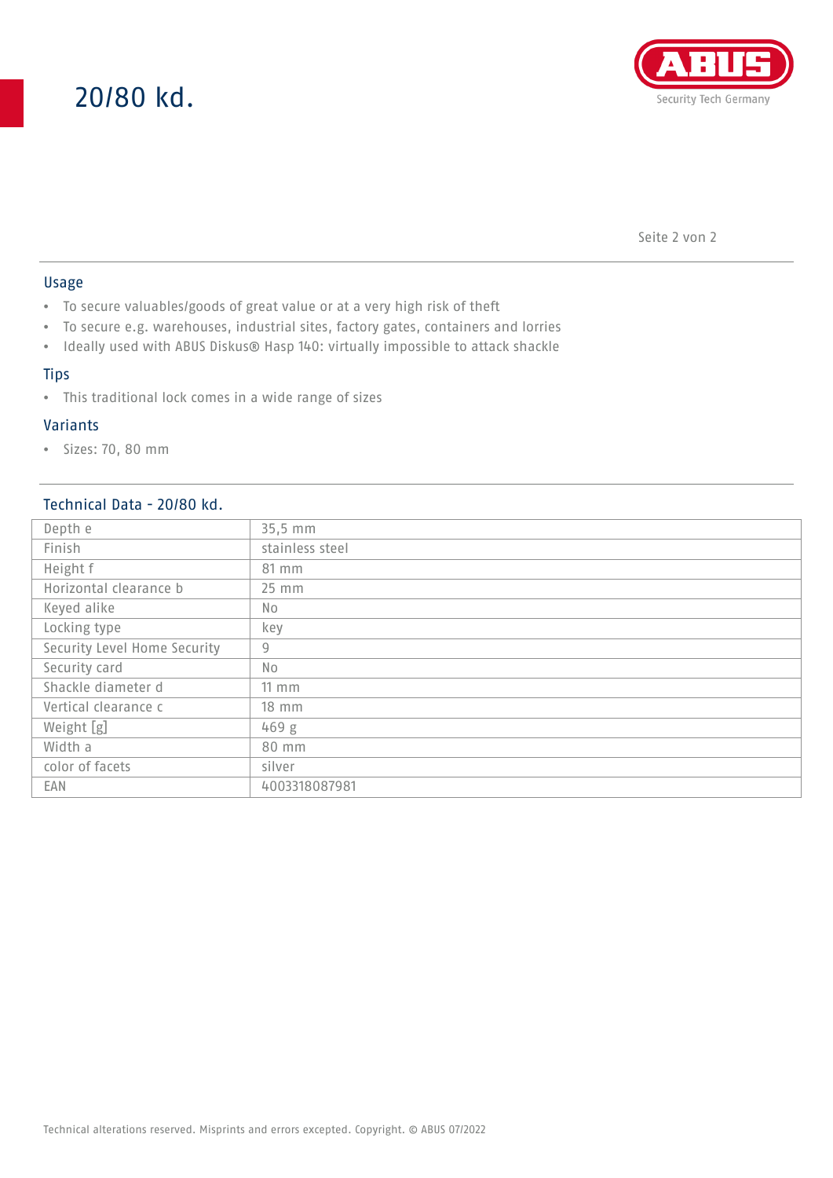# 20/80 kd.

## Usage

- To secure valuables/goods of great value or at a very high risk of theft
- To secure e.g. warehouses, industrial sites, factory gates, containers and lorries
- Ideally used with ABUS Diskus® Hasp 140: virtually impossible to attack shackle

## Tips

- This traditional lock comes in a wide range of sizes

## Variants

- Sizes: 70, 80 mm

## Technical Data - 20/80 kd.

| | |
|---|---|
| Depth e | 35,5 mm |
| Finish | stainless steel |
| Height f | 81 mm |
| Horizontal clearance b | 25 mm |
| Keyed alike | No |
| Locking type | key |
| Security Level Home Security | 9 |
| Security card | No |
| Shackle diameter d | 11 mm |
| Vertical clearance c | 18 mm |
| Weight [g] | 469 g |
| Width a | 80 mm |
| color of facets | silver |
| EAN | 4003318087981 |

Technical alterations reserved. Misprints and errors excepted. Copyright. © ABUS 07/2022